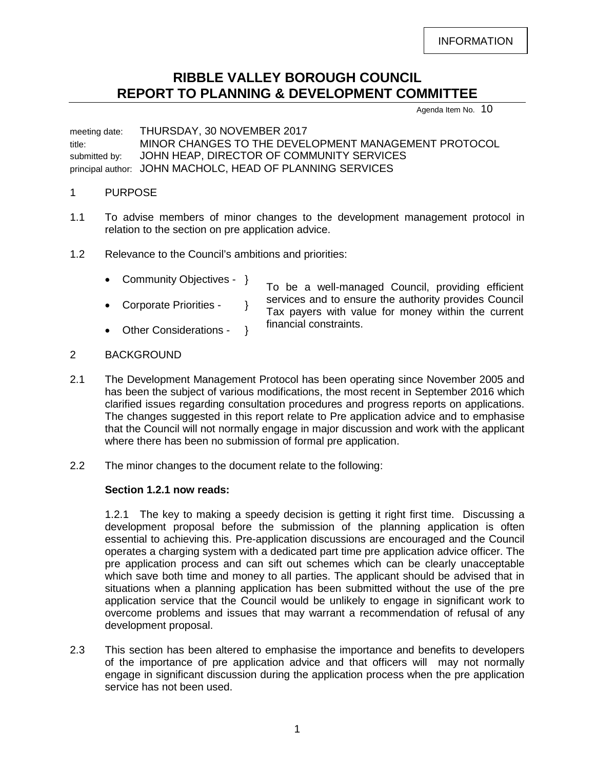INFORMATION

# RIBBLE VALLEY BOROUGH COUNCIL
# REPORT TO PLANNING & DEVELOPMENT COMMITTEE

Agenda Item No. 10

meeting date: THURSDAY, 30 NOVEMBER 2017
title: MINOR CHANGES TO THE DEVELOPMENT MANAGEMENT PROTOCOL
submitted by: JOHN HEAP, DIRECTOR OF COMMUNITY SERVICES
principal author: JOHN MACHOLC, HEAD OF PLANNING SERVICES

## 1 PURPOSE

1.1 To advise members of minor changes to the development management protocol in relation to the section on pre application advice.

1.2 Relevance to the Council's ambitions and priorities:

- Community Objectives - }
- Corporate Priorities - }
- Other Considerations - }

To be a well-managed Council, providing efficient services and to ensure the authority provides Council Tax payers with value for money within the current financial constraints.

## 2 BACKGROUND

2.1 The Development Management Protocol has been operating since November 2005 and has been the subject of various modifications, the most recent in September 2016 which clarified issues regarding consultation procedures and progress reports on applications. The changes suggested in this report relate to Pre application advice and to emphasise that the Council will not normally engage in major discussion and work with the applicant where there has been no submission of formal pre application.

2.2 The minor changes to the document relate to the following:

**Section 1.2.1 now reads:**

1.2.1 The key to making a speedy decision is getting it right first time. Discussing a development proposal before the submission of the planning application is often essential to achieving this. Pre-application discussions are encouraged and the Council operates a charging system with a dedicated part time pre application advice officer. The pre application process and can sift out schemes which can be clearly unacceptable which save both time and money to all parties. The applicant should be advised that in situations when a planning application has been submitted without the use of the pre application service that the Council would be unlikely to engage in significant work to overcome problems and issues that may warrant a recommendation of refusal of any development proposal.

2.3 This section has been altered to emphasise the importance and benefits to developers of the importance of pre application advice and that officers will may not normally engage in significant discussion during the application process when the pre application service has not been used.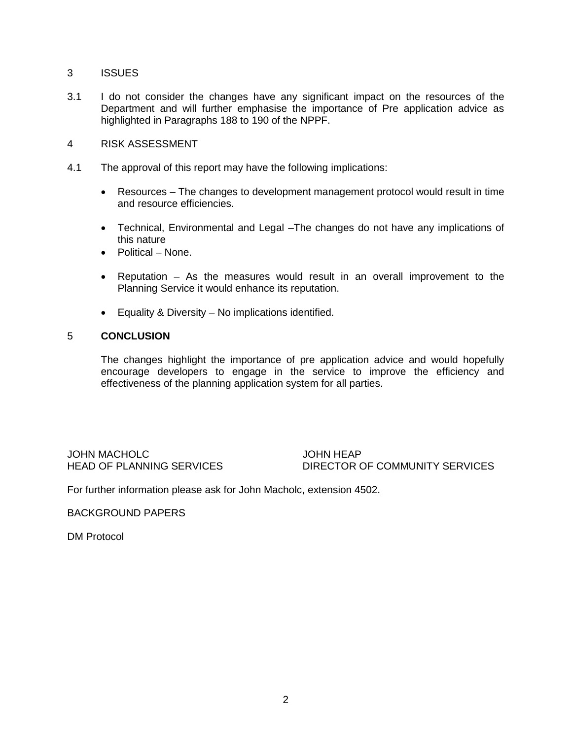## 3 ISSUES

3.1 I do not consider the changes have any significant impact on the resources of the Department and will further emphasise the importance of Pre application advice as highlighted in Paragraphs 188 to 190 of the NPPF.

## 4 RISK ASSESSMENT

4.1 The approval of this report may have the following implications:

- Resources – The changes to development management protocol would result in time and resource efficiencies.
- Technical, Environmental and Legal –The changes do not have any implications of this nature
- Political – None.
- Reputation – As the measures would result in an overall improvement to the Planning Service it would enhance its reputation.
- Equality & Diversity – No implications identified.

## 5 **CONCLUSION**

The changes highlight the importance of pre application advice and would hopefully encourage developers to engage in the service to improve the efficiency and effectiveness of the planning application system for all parties.

JOHN MACHOLC
HEAD OF PLANNING SERVICES

JOHN HEAP
DIRECTOR OF COMMUNITY SERVICES

For further information please ask for John Macholc, extension 4502.

BACKGROUND PAPERS

DM Protocol